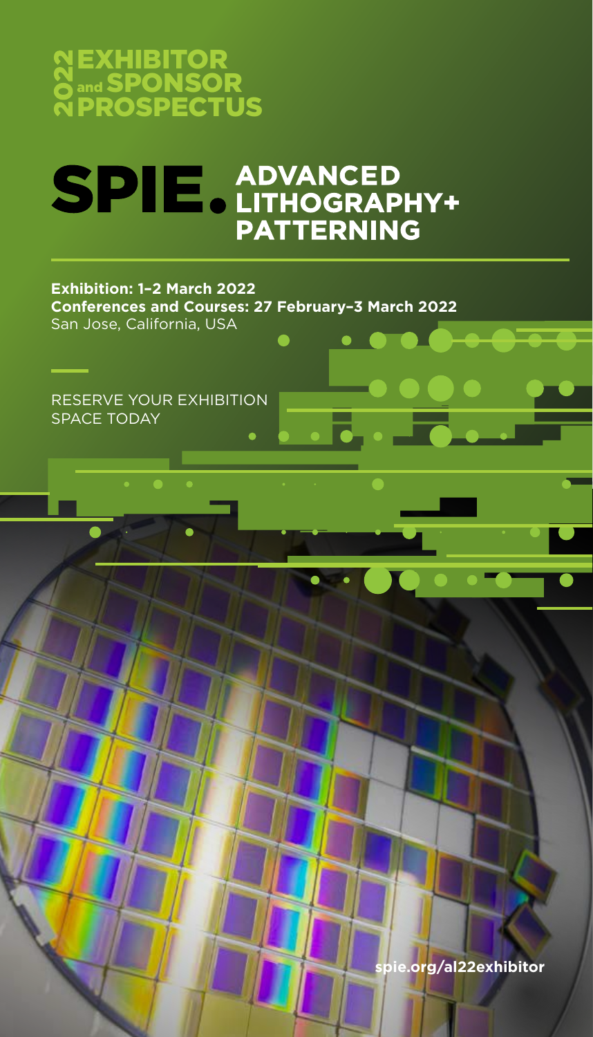2022 EXHIBITOR and SPONSOR PROSPECTUS

# SPIE. ADVANCED LITHOGRAPHY+ PATTERNING

**Exhibition: 1–2 March 2022**
**Conferences and Courses: 27 February–3 March 2022**
San Jose, California, USA

RESERVE YOUR EXHIBITION SPACE TODAY

**spie.org/al22exhibitor**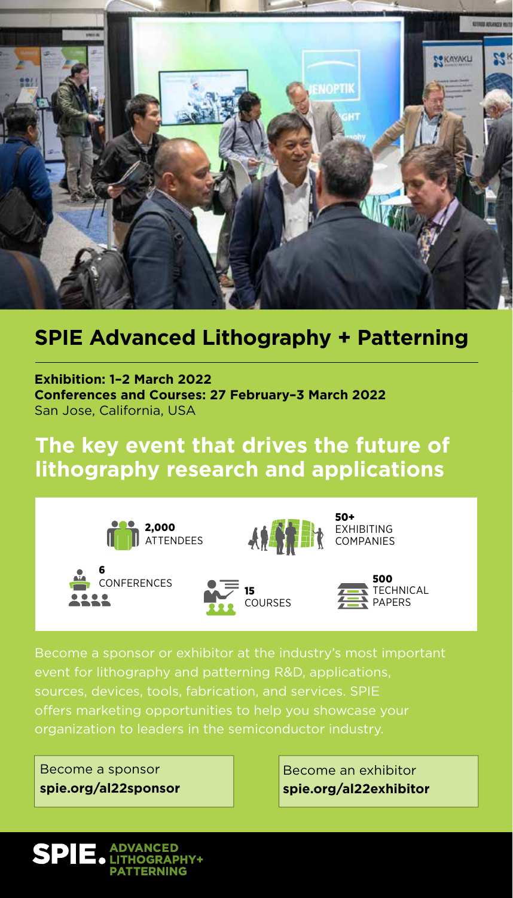## SPIE Advanced Lithography + Patterning

**Exhibition: 1–2 March 2022**
**Conferences and Courses: 27 February–3 March 2022**
San Jose, California, USA

## The key event that drives the future of lithography research and applications

- **2,000** ATTENDEES
- **50+** EXHIBITING COMPANIES
- **6** CONFERENCES
- **15** COURSES
- **500** TECHNICAL PAPERS

Become a sponsor or exhibitor at the industry's most important event for lithography and patterning R&D, applications, sources, devices, tools, fabrication, and services. SPIE offers marketing opportunities to help you showcase your organization to leaders in the semiconductor industry.

Become a sponsor
**spie.org/al22sponsor**

Become an exhibitor
**spie.org/al22exhibitor**

SPIE. ADVANCED LITHOGRAPHY+ PATTERNING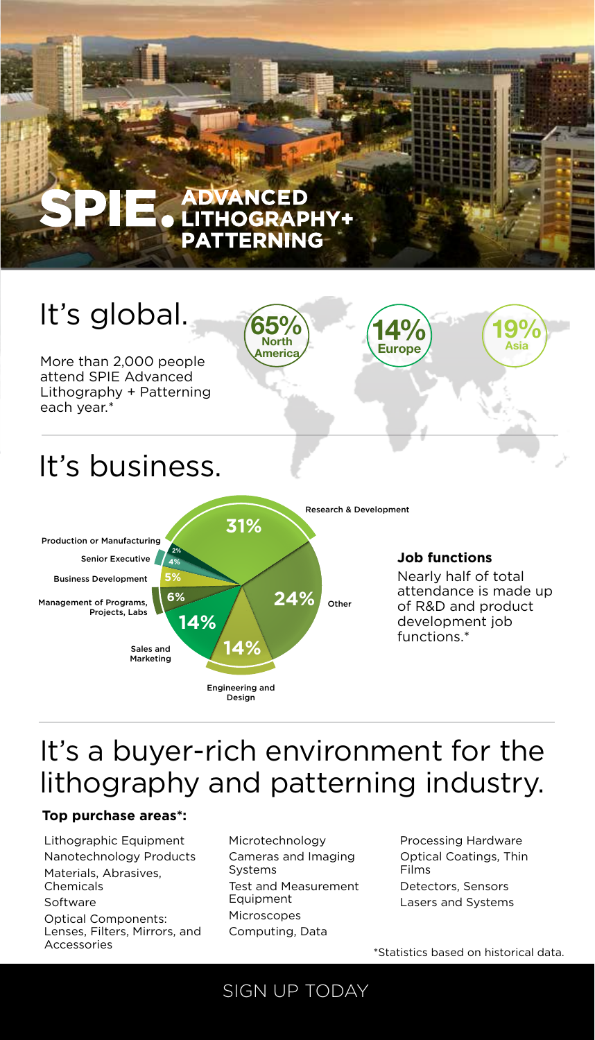# SPIE. ADVANCED LITHOGRAPHY+ PATTERNING

## It's global.

More than 2,000 people attend SPIE Advanced Lithography + Patterning each year.*

65% North America

14% Europe

19% Asia

## It's business.

| Job function | Percentage |
|---|---|
| Research & Development | 31% |
| Other | 24% |
| Engineering and Design | 14% |
| Sales and Marketing | 14% |
| Management of Programs, Projects, Labs | 6% |
| Business Development | 5% |
| Senior Executive | 4% |
| Production or Manufacturing | 2% |

**Job functions**

Nearly half of total attendance is made up of R&D and product development job functions.*

## It's a buyer-rich environment for the lithography and patterning industry.

**Top purchase areas*:**

- Lithographic Equipment
- Nanotechnology Products
- Materials, Abrasives, Chemicals
- Software
- Optical Components: Lenses, Filters, Mirrors, and Accessories
- Microtechnology
- Cameras and Imaging Systems
- Test and Measurement Equipment
- Microscopes
- Computing, Data
- Processing Hardware
- Optical Coatings, Thin Films
- Detectors, Sensors
- Lasers and Systems

*Statistics based on historical data.

SIGN UP TODAY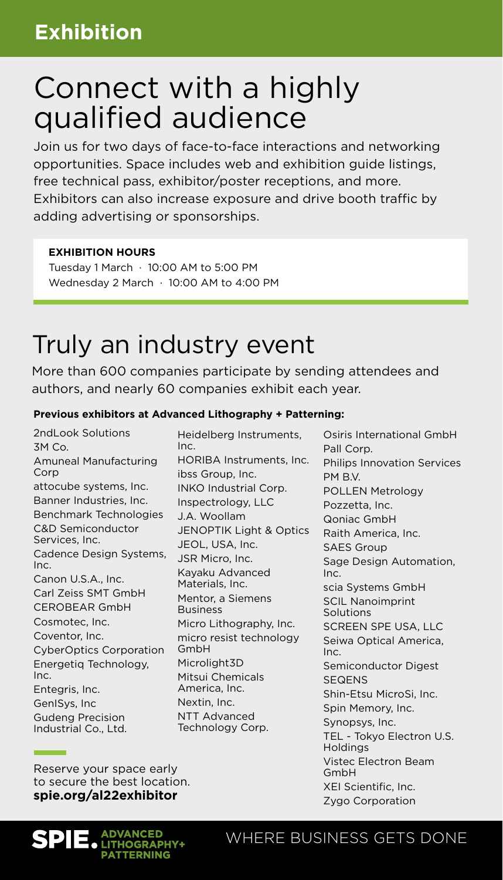## Exhibition

# Connect with a highly qualified audience

Join us for two days of face-to-face interactions and networking opportunities. Space includes web and exhibition guide listings, free technical pass, exhibitor/poster receptions, and more. Exhibitors can also increase exposure and drive booth traffic by adding advertising or sponsorships.

**EXHIBITION HOURS**

Tuesday 1 March · 10:00 AM to 5:00 PM
Wednesday 2 March · 10:00 AM to 4:00 PM

# Truly an industry event

More than 600 companies participate by sending attendees and authors, and nearly 60 companies exhibit each year.

**Previous exhibitors at Advanced Lithography + Patterning:**

- 2ndLook Solutions
- 3M Co.
- Amuneal Manufacturing Corp
- attocube systems, Inc.
- Banner Industries, Inc.
- Benchmark Technologies
- C&D Semiconductor Services, Inc.
- Cadence Design Systems, Inc.
- Canon U.S.A., Inc.
- Carl Zeiss SMT GmbH
- CEROBEAR GmbH
- Cosmotec, Inc.
- Coventor, Inc.
- CyberOptics Corporation
- Energetiq Technology, Inc.
- Entegris, Inc.
- GenISys, Inc
- Gudeng Precision Industrial Co., Ltd.
- Heidelberg Instruments, Inc.
- HORIBA Instruments, Inc.
- ibss Group, Inc.
- INKO Industrial Corp.
- Inspectrology, LLC
- J.A. Woollam
- JENOPTIK Light & Optics
- JEOL, USA, Inc.
- JSR Micro, Inc.
- Kayaku Advanced Materials, Inc.
- Mentor, a Siemens Business
- Micro Lithography, Inc.
- micro resist technology GmbH
- Microlight3D
- Mitsui Chemicals America, Inc.
- Nextin, Inc.
- NTT Advanced Technology Corp.
- Osiris International GmbH
- Pall Corp.
- Philips Innovation Services PM B.V.
- POLLEN Metrology
- Pozzetta, Inc.
- Qoniac GmbH
- Raith America, Inc.
- SAES Group
- Sage Design Automation, Inc.
- scia Systems GmbH
- SCIL Nanoimprint Solutions
- SCREEN SPE USA, LLC
- Seiwa Optical America, Inc.
- Semiconductor Digest
- SEQENS
- Shin-Etsu MicroSi, Inc.
- Spin Memory, Inc.
- Synopsys, Inc.
- TEL - Tokyo Electron U.S. Holdings
- Vistec Electron Beam GmbH
- XEI Scientific, Inc.
- Zygo Corporation

Reserve your space early to secure the best location.
**spie.org/al22exhibitor**

SPIE. ADVANCED LITHOGRAPHY+ PATTERNING

WHERE BUSINESS GETS DONE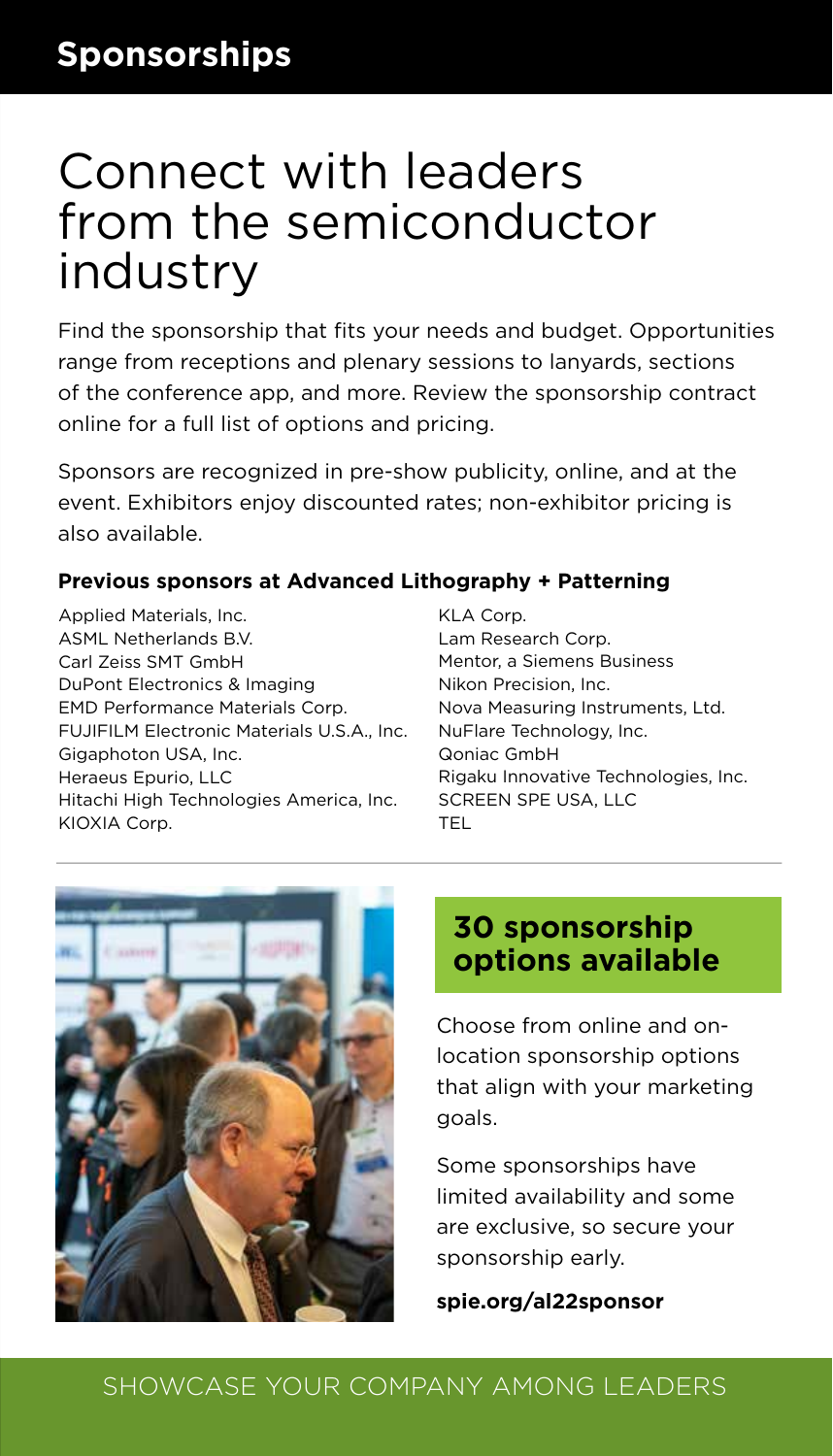## Sponsorships

# Connect with leaders from the semiconductor industry

Find the sponsorship that fits your needs and budget. Opportunities range from receptions and plenary sessions to lanyards, sections of the conference app, and more. Review the sponsorship contract online for a full list of options and pricing.

Sponsors are recognized in pre-show publicity, online, and at the event. Exhibitors enjoy discounted rates; non-exhibitor pricing is also available.

**Previous sponsors at Advanced Lithography + Patterning**

Applied Materials, Inc.
ASML Netherlands B.V.
Carl Zeiss SMT GmbH
DuPont Electronics & Imaging
EMD Performance Materials Corp.
FUJIFILM Electronic Materials U.S.A., Inc.
Gigaphoton USA, Inc.
Heraeus Epurio, LLC
Hitachi High Technologies America, Inc.
KIOXIA Corp.
KLA Corp.
Lam Research Corp.
Mentor, a Siemens Business
Nikon Precision, Inc.
Nova Measuring Instruments, Ltd.
NuFlare Technology, Inc.
Qoniac GmbH
Rigaku Innovative Technologies, Inc.
SCREEN SPE USA, LLC
TEL

## 30 sponsorship options available

Choose from online and on-location sponsorship options that align with your marketing goals.

Some sponsorships have limited availability and some are exclusive, so secure your sponsorship early.

**spie.org/al22sponsor**

SHOWCASE YOUR COMPANY AMONG LEADERS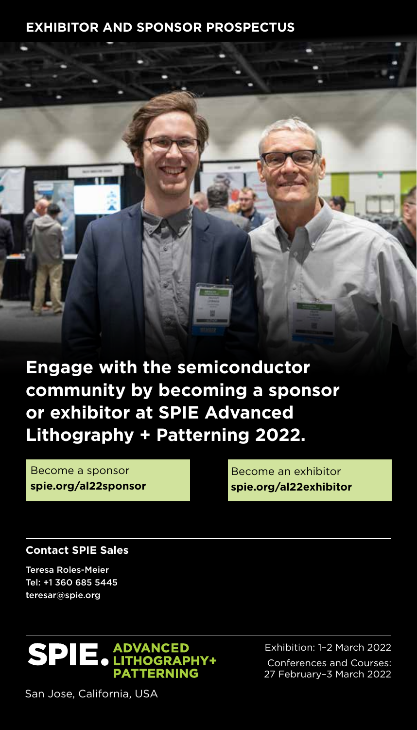**EXHIBITOR AND SPONSOR PROSPECTUS**

# Engage with the semiconductor community by becoming a sponsor or exhibitor at SPIE Advanced Lithography + Patterning 2022.

Become a sponsor
**spie.org/al22sponsor**

Become an exhibitor
**spie.org/al22exhibitor**

**Contact SPIE Sales**

Teresa Roles-Meier
Tel: +1 360 685 5445
teresar@spie.org

SPIE. ADVANCED LITHOGRAPHY+ PATTERNING

San Jose, California, USA

Exhibition: 1–2 March 2022

Conferences and Courses:
27 February–3 March 2022